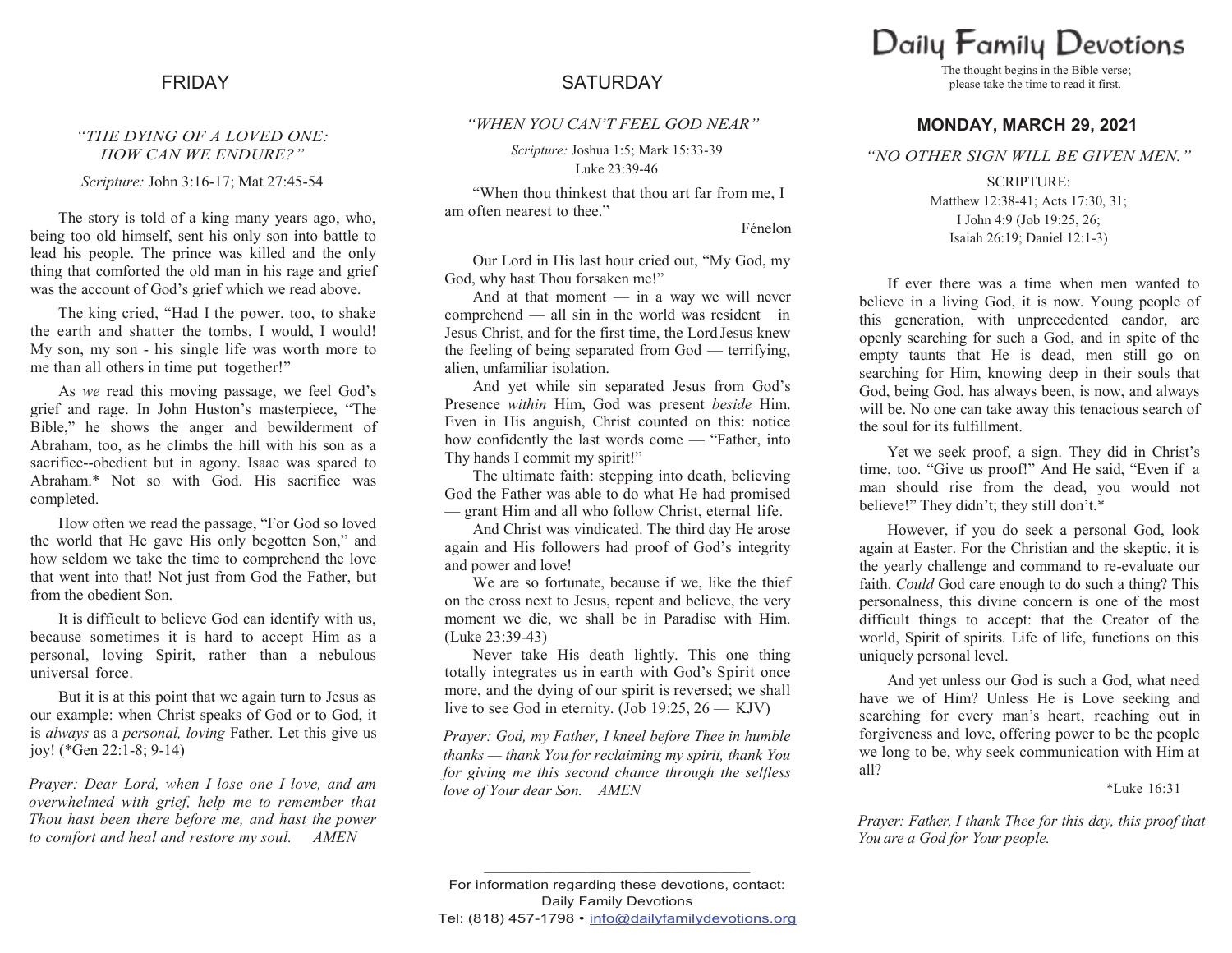## FRIDAY

*"THE DYING OF A LOVED ONE: HOW CAN WE ENDURE?"*

*Scripture:* John 3:16-17; Mat 27:45-54

The story is told of a king many years ago, who, being too old himself, sent his only son into battle to lead his people. The prince was killed and the only thing that comforted the old man in his rage and grief was the account of God's grief which we read above.

The king cried, "Had I the power, too, to shake the earth and shatter the tombs, I would, I would! My son, my son - his single life was worth more to me than all others in time put together!"

As *we* read this moving passage, we feel God's grief and rage. In John Huston's masterpiece, "The Bible," he shows the anger and bewilderment of Abraham, too, as he climbs the hill with his son as a sacrifice--obedient but in agony. Isaac was spared to Abraham.* Not so with God. His sacrifice was completed.

How often we read the passage, "For God so loved the world that He gave His only begotten Son," and how seldom we take the time to comprehend the love that went into that! Not just from God the Father, but from the obedient Son.

It is difficult to believe God can identify with us, because sometimes it is hard to accept Him as a personal, loving Spirit, rather than a nebulous universal force.

But it is at this point that we again turn to Jesus as our example: when Christ speaks of God or to God, it is *always* as a *personal, loving* Father. Let this give us joy! (*Gen 22:1-8; 9-14)

*Prayer: Dear Lord, when I lose one I love, and am overwhelmed with grief, help me to remember that Thou hast been there before me, and hast the power to comfort and heal and restore my soul. AMEN*

## SATURDAY

*"WHEN YOU CAN'T FEEL GOD NEAR"*

*Scripture:* Joshua 1:5; Mark 15:33-39
Luke 23:39-46

"When thou thinkest that thou art far from me, I am often nearest to thee."

Fénelon

Our Lord in His last hour cried out, "My God, my God, why hast Thou forsaken me!"

And at that moment — in a way we will never comprehend — all sin in the world was resident in Jesus Christ, and for the first time, the Lord Jesus knew the feeling of being separated from God — terrifying, alien, unfamiliar isolation.

And yet while sin separated Jesus from God's Presence *within* Him, God was present *beside* Him. Even in His anguish, Christ counted on this: notice how confidently the last words come — "Father, into Thy hands I commit my spirit!"

The ultimate faith: stepping into death, believing God the Father was able to do what He had promised — grant Him and all who follow Christ, eternal life.

And Christ was vindicated. The third day He arose again and His followers had proof of God's integrity and power and love!

We are so fortunate, because if we, like the thief on the cross next to Jesus, repent and believe, the very moment we die, we shall be in Paradise with Him. (Luke 23:39-43)

Never take His death lightly. This one thing totally integrates us in earth with God's Spirit once more, and the dying of our spirit is reversed; we shall live to see God in eternity. (Job 19:25, 26 — KJV)

*Prayer: God, my Father, I kneel before Thee in humble thanks — thank You for reclaiming my spirit, thank You for giving me this second chance through the selfless love of Your dear Son. AMEN*

# Daily Family Devotions

The thought begins in the Bible verse; please take the time to read it first.

## MONDAY, MARCH 29, 2021

*"NO OTHER SIGN WILL BE GIVEN MEN."*

SCRIPTURE:
Matthew 12:38-41; Acts 17:30, 31;
I John 4:9 (Job 19:25, 26;
Isaiah 26:19; Daniel 12:1-3)

If ever there was a time when men wanted to believe in a living God, it is now. Young people of this generation, with unprecedented candor, are openly searching for such a God, and in spite of the empty taunts that He is dead, men still go on searching for Him, knowing deep in their souls that God, being God, has always been, is now, and always will be. No one can take away this tenacious search of the soul for its fulfillment.

Yet we seek proof, a sign. They did in Christ's time, too. "Give us proof!" And He said, "Even if a man should rise from the dead, you would not believe!" They didn't; they still don't.*

However, if you do seek a personal God, look again at Easter. For the Christian and the skeptic, it is the yearly challenge and command to re-evaluate our faith. *Could* God care enough to do such a thing? This personalness, this divine concern is one of the most difficult things to accept: that the Creator of the world, Spirit of spirits. Life of life, functions on this uniquely personal level.

And yet unless our God is such a God, what need have we of Him? Unless He is Love seeking and searching for every man's heart, reaching out in forgiveness and love, offering power to be the people we long to be, why seek communication with Him at all?

*Luke 16:31

*Prayer: Father, I thank Thee for this day, this proof that You are a God for Your people.*

---

For information regarding these devotions, contact:
Daily Family Devotions
Tel: (818) 457-1798 • info@dailyfamilydevotions.org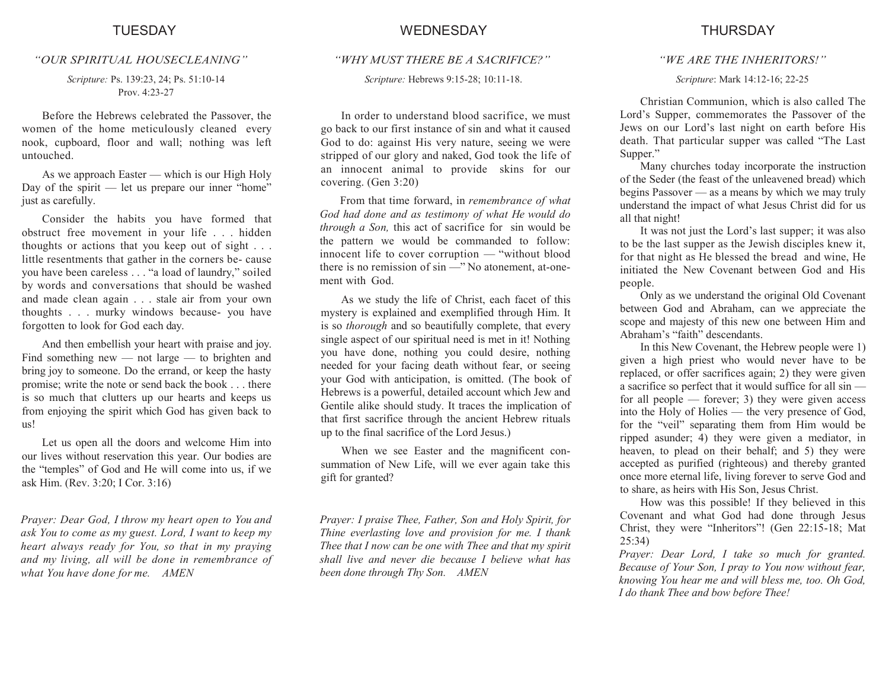## TUESDAY

*"OUR SPIRITUAL HOUSECLEANING"*

*Scripture:* Ps. 139:23, 24; Ps. 51:10-14
Prov. 4:23-27

Before the Hebrews celebrated the Passover, the women of the home meticulously cleaned every nook, cupboard, floor and wall; nothing was left untouched.

As we approach Easter — which is our High Holy Day of the spirit — let us prepare our inner "home" just as carefully.

Consider the habits you have formed that obstruct free movement in your life . . . hidden thoughts or actions that you keep out of sight . . . little resentments that gather in the corners be- cause you have been careless . . . "a load of laundry," soiled by words and conversations that should be washed and made clean again . . . stale air from your own thoughts . . . murky windows because- you have forgotten to look for God each day.

And then embellish your heart with praise and joy. Find something new — not large — to brighten and bring joy to someone. Do the errand, or keep the hasty promise; write the note or send back the book . . . there is so much that clutters up our hearts and keeps us from enjoying the spirit which God has given back to us!

Let us open all the doors and welcome Him into our lives without reservation this year. Our bodies are the "temples" of God and He will come into us, if we ask Him. (Rev. 3:20; I Cor. 3:16)

*Prayer: Dear God, I throw my heart open to You and ask You to come as my guest. Lord, I want to keep my heart always ready for You, so that in my praying and my living, all will be done in remembrance of what You have done for me. AMEN*

## WEDNESDAY

*"WHY MUST THERE BE A SACRIFICE?"*

*Scripture:* Hebrews 9:15-28; 10:11-18.

In order to understand blood sacrifice, we must go back to our first instance of sin and what it caused God to do: against His very nature, seeing we were stripped of our glory and naked, God took the life of an innocent animal to provide skins for our covering. (Gen 3:20)

From that time forward, in *remembrance of what God had done and as testimony of what He would do through a Son,* this act of sacrifice for sin would be the pattern we would be commanded to follow: innocent life to cover corruption — "without blood there is no remission of sin —" No atonement, at-one-ment with God.

As we study the life of Christ, each facet of this mystery is explained and exemplified through Him. It is so *thorough* and so beautifully complete, that every single aspect of our spiritual need is met in it! Nothing you have done, nothing you could desire, nothing needed for your facing death without fear, or seeing your God with anticipation, is omitted. (The book of Hebrews is a powerful, detailed account which Jew and Gentile alike should study. It traces the implication of that first sacrifice through the ancient Hebrew rituals up to the final sacrifice of the Lord Jesus.)

When we see Easter and the magnificent consummation of New Life, will we ever again take this gift for granted?

*Prayer: I praise Thee, Father, Son and Holy Spirit, for Thine everlasting love and provision for me. I thank Thee that I now can be one with Thee and that my spirit shall live and never die because I believe what has been done through Thy Son. AMEN*

## THURSDAY

*"WE ARE THE INHERITORS!"*

*Scripture*: Mark 14:12-16; 22-25

Christian Communion, which is also called The Lord's Supper, commemorates the Passover of the Jews on our Lord's last night on earth before His death. That particular supper was called "The Last Supper."

Many churches today incorporate the instruction of the Seder (the feast of the unleavened bread) which begins Passover — as a means by which we may truly understand the impact of what Jesus Christ did for us all that night!

It was not just the Lord's last supper; it was also to be the last supper as the Jewish disciples knew it, for that night as He blessed the bread and wine, He initiated the New Covenant between God and His people.

Only as we understand the original Old Covenant between God and Abraham, can we appreciate the scope and majesty of this new one between Him and Abraham's "faith" descendants.

In this New Covenant, the Hebrew people were 1) given a high priest who would never have to be replaced, or offer sacrifices again; 2) they were given a sacrifice so perfect that it would suffice for all sin — for all people — forever; 3) they were given access into the Holy of Holies — the very presence of God, for the "veil" separating them from Him would be ripped asunder; 4) they were given a mediator, in heaven, to plead on their behalf; and 5) they were accepted as purified (righteous) and thereby granted once more eternal life, living forever to serve God and to share, as heirs with His Son, Jesus Christ.

How was this possible! If they believed in this Covenant and what God had done through Jesus Christ, they were "Inheritors"! (Gen 22:15-18; Mat 25:34)

*Prayer: Dear Lord, I take so much for granted. Because of Your Son, I pray to You now without fear, knowing You hear me and will bless me, too. Oh God, I do thank Thee and bow before Thee!*